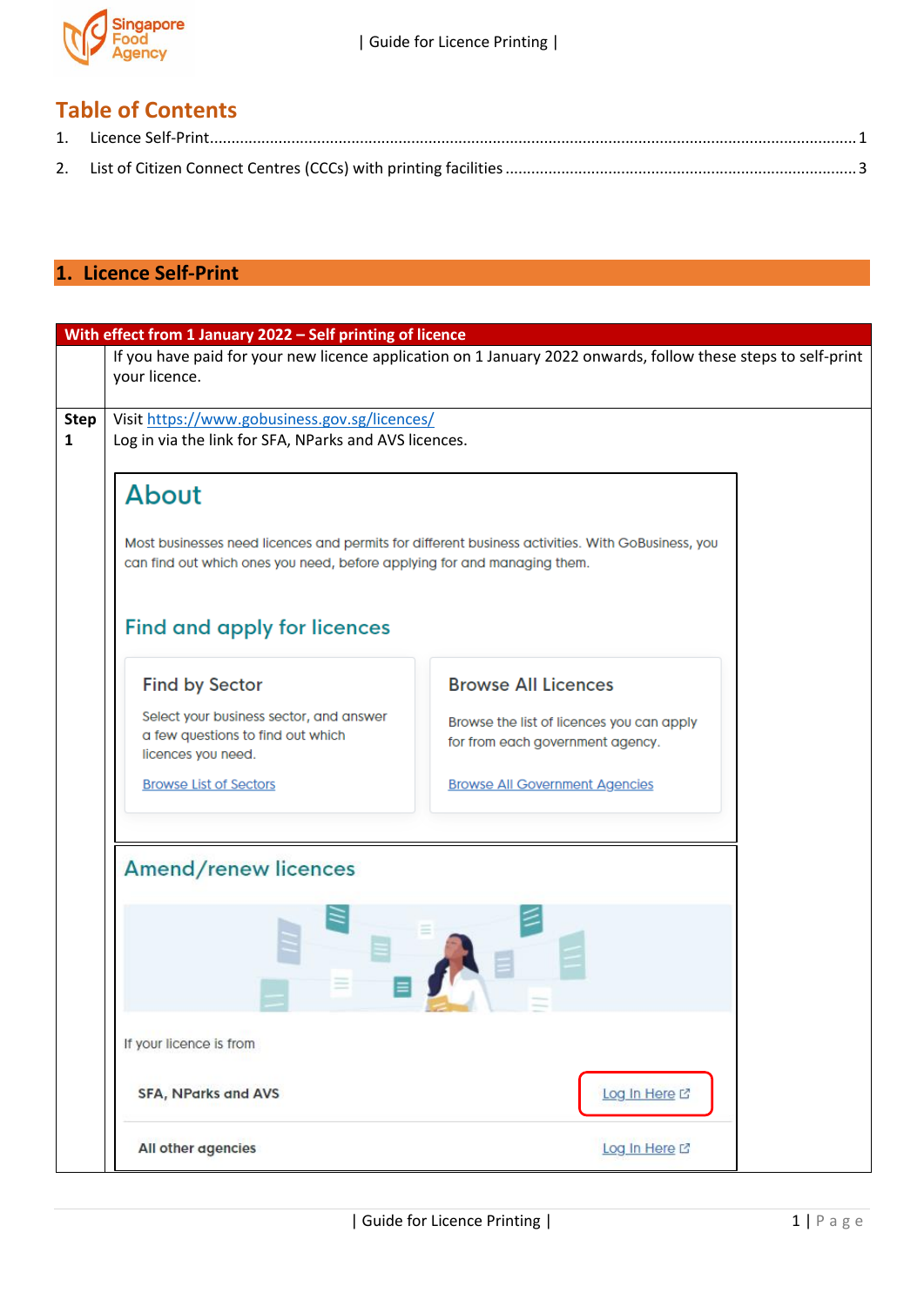## Table of Contents

1. Licence Self-Print ........ 1
2. List of Citizen Connect Centres (CCCs) with printing facilities ........ 3

# 1. Licence Self-Print

| With effect from 1 January 2022 – Self printing of licence | |
|---|---|
| | If you have paid for your new licence application on 1 January 2022 onwards, follow these steps to self-print your licence. |
| **Step 1** | Visit https://www.gobusiness.gov.sg/licences/ Log in via the link for SFA, NParks and AVS licences. |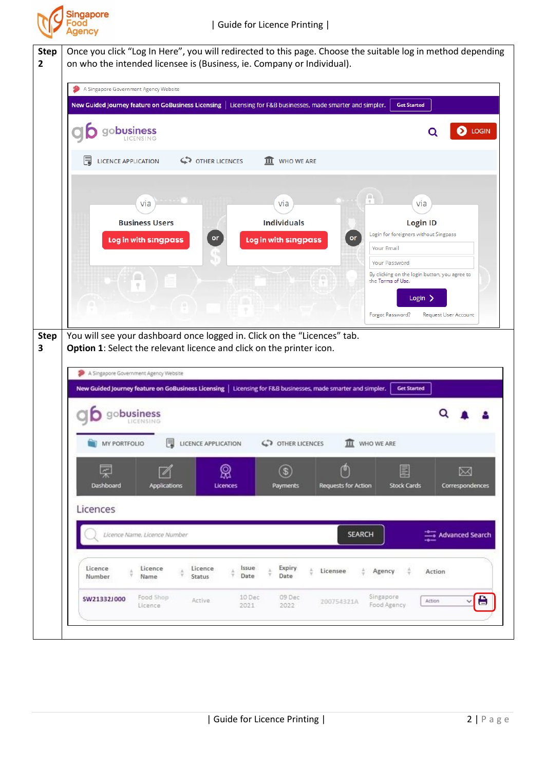| Step | |
|---|---|
| Step 2 | Once you click “Log In Here”, you will redirected to this page. Choose the suitable log in method depending on who the intended licensee is (Business, ie. Company or Individual). |
| Step 3 | You will see your dashboard once logged in. Click on the “Licences” tab.<br>**Option 1**: Select the relevant licence and click on the printer icon. |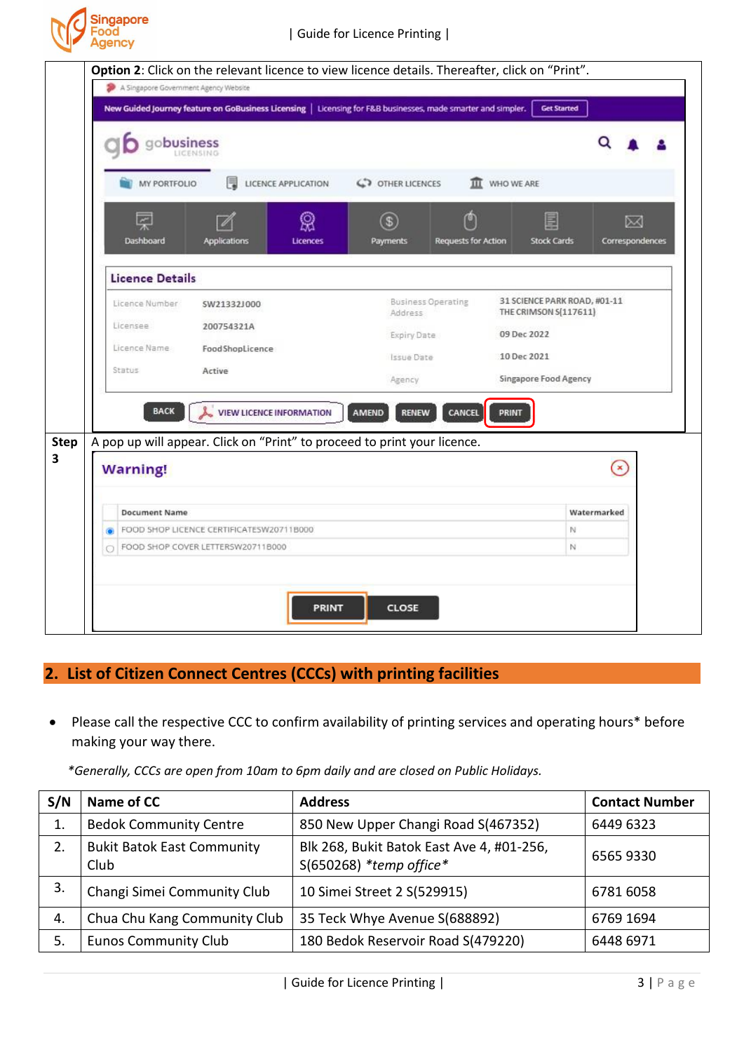|  | **Option 2**: Click on the relevant licence to view licence details. Thereafter, click on "Print". |
|---|---|
| **Step 3** | A pop up will appear. Click on "Print" to proceed to print your licence. |

## 2. List of Citizen Connect Centres (CCCs) with printing facilities

- Please call the respective CCC to confirm availability of printing services and operating hours* before making your way there.

*\*Generally, CCCs are open from 10am to 6pm daily and are closed on Public Holidays.*

| S/N | Name of CC | Address | Contact Number |
|---|---|---|---|
| 1. | Bedok Community Centre | 850 New Upper Changi Road S(467352) | 6449 6323 |
| 2. | Bukit Batok East Community Club | Blk 268, Bukit Batok East Ave 4, #01-256, S(650268) *\*temp office\** | 6565 9330 |
| 3. | Changi Simei Community Club | 10 Simei Street 2 S(529915) | 6781 6058 |
| 4. | Chua Chu Kang Community Club | 35 Teck Whye Avenue S(688892) | 6769 1694 |
| 5. | Eunos Community Club | 180 Bedok Reservoir Road S(479220) | 6448 6971 |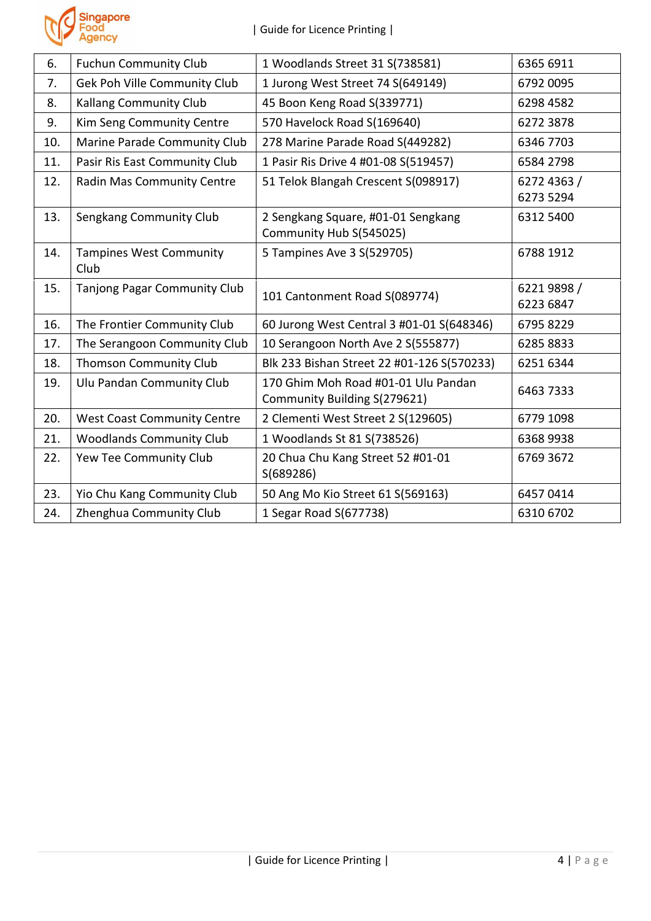| | | | |
|---|---|---|---|
| 6. | Fuchun Community Club | 1 Woodlands Street 31 S(738581) | 6365 6911 |
| 7. | Gek Poh Ville Community Club | 1 Jurong West Street 74 S(649149) | 6792 0095 |
| 8. | Kallang Community Club | 45 Boon Keng Road S(339771) | 6298 4582 |
| 9. | Kim Seng Community Centre | 570 Havelock Road S(169640) | 6272 3878 |
| 10. | Marine Parade Community Club | 278 Marine Parade Road S(449282) | 6346 7703 |
| 11. | Pasir Ris East Community Club | 1 Pasir Ris Drive 4 #01-08 S(519457) | 6584 2798 |
| 12. | Radin Mas Community Centre | 51 Telok Blangah Crescent S(098917) | 6272 4363 / 6273 5294 |
| 13. | Sengkang Community Club | 2 Sengkang Square, #01-01 Sengkang Community Hub S(545025) | 6312 5400 |
| 14. | Tampines West Community Club | 5 Tampines Ave 3 S(529705) | 6788 1912 |
| 15. | Tanjong Pagar Community Club | 101 Cantonment Road S(089774) | 6221 9898 / 6223 6847 |
| 16. | The Frontier Community Club | 60 Jurong West Central 3 #01-01 S(648346) | 6795 8229 |
| 17. | The Serangoon Community Club | 10 Serangoon North Ave 2 S(555877) | 6285 8833 |
| 18. | Thomson Community Club | Blk 233 Bishan Street 22 #01-126 S(570233) | 6251 6344 |
| 19. | Ulu Pandan Community Club | 170 Ghim Moh Road #01-01 Ulu Pandan Community Building S(279621) | 6463 7333 |
| 20. | West Coast Community Centre | 2 Clementi West Street 2 S(129605) | 6779 1098 |
| 21. | Woodlands Community Club | 1 Woodlands St 81 S(738526) | 6368 9938 |
| 22. | Yew Tee Community Club | 20 Chua Chu Kang Street 52 #01-01 S(689286) | 6769 3672 |
| 23. | Yio Chu Kang Community Club | 50 Ang Mo Kio Street 61 S(569163) | 6457 0414 |
| 24. | Zhenghua Community Club | 1 Segar Road S(677738) | 6310 6702 |